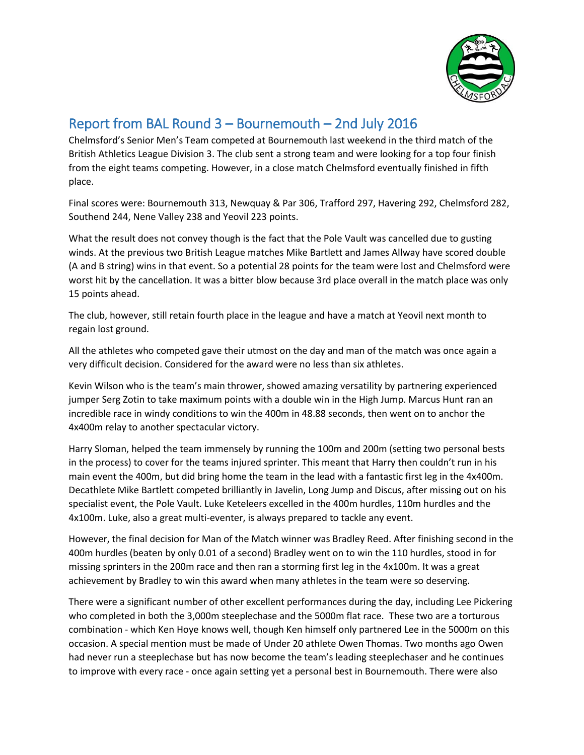## Report from BAL Round 3 – Bournemouth – 2nd July 2016

Chelmsford's Senior Men's Team competed at Bournemouth last weekend in the third match of the British Athletics League Division 3. The club sent a strong team and were looking for a top four finish from the eight teams competing. However, in a close match Chelmsford eventually finished in fifth place.

Final scores were: Bournemouth 313, Newquay & Par 306, Trafford 297, Havering 292, Chelmsford 282, Southend 244, Nene Valley 238 and Yeovil 223 points.

What the result does not convey though is the fact that the Pole Vault was cancelled due to gusting winds. At the previous two British League matches Mike Bartlett and James Allway have scored double (A and B string) wins in that event. So a potential 28 points for the team were lost and Chelmsford were worst hit by the cancellation. It was a bitter blow because 3rd place overall in the match place was only 15 points ahead.

The club, however, still retain fourth place in the league and have a match at Yeovil next month to regain lost ground.

All the athletes who competed gave their utmost on the day and man of the match was once again a very difficult decision. Considered for the award were no less than six athletes.

Kevin Wilson who is the team's main thrower, showed amazing versatility by partnering experienced jumper Serg Zotin to take maximum points with a double win in the High Jump. Marcus Hunt ran an incredible race in windy conditions to win the 400m in 48.88 seconds, then went on to anchor the 4x400m relay to another spectacular victory.

Harry Sloman, helped the team immensely by running the 100m and 200m (setting two personal bests in the process) to cover for the teams injured sprinter. This meant that Harry then couldn't run in his main event the 400m, but did bring home the team in the lead with a fantastic first leg in the 4x400m. Decathlete Mike Bartlett competed brilliantly in Javelin, Long Jump and Discus, after missing out on his specialist event, the Pole Vault. Luke Keteleers excelled in the 400m hurdles, 110m hurdles and the 4x100m. Luke, also a great multi-eventer, is always prepared to tackle any event.

However, the final decision for Man of the Match winner was Bradley Reed. After finishing second in the 400m hurdles (beaten by only 0.01 of a second) Bradley went on to win the 110 hurdles, stood in for missing sprinters in the 200m race and then ran a storming first leg in the 4x100m. It was a great achievement by Bradley to win this award when many athletes in the team were so deserving.

There were a significant number of other excellent performances during the day, including Lee Pickering who completed in both the 3,000m steeplechase and the 5000m flat race. These two are a torturous combination - which Ken Hoye knows well, though Ken himself only partnered Lee in the 5000m on this occasion. A special mention must be made of Under 20 athlete Owen Thomas. Two months ago Owen had never run a steeplechase but has now become the team's leading steeplechaser and he continues to improve with every race - once again setting yet a personal best in Bournemouth. There were also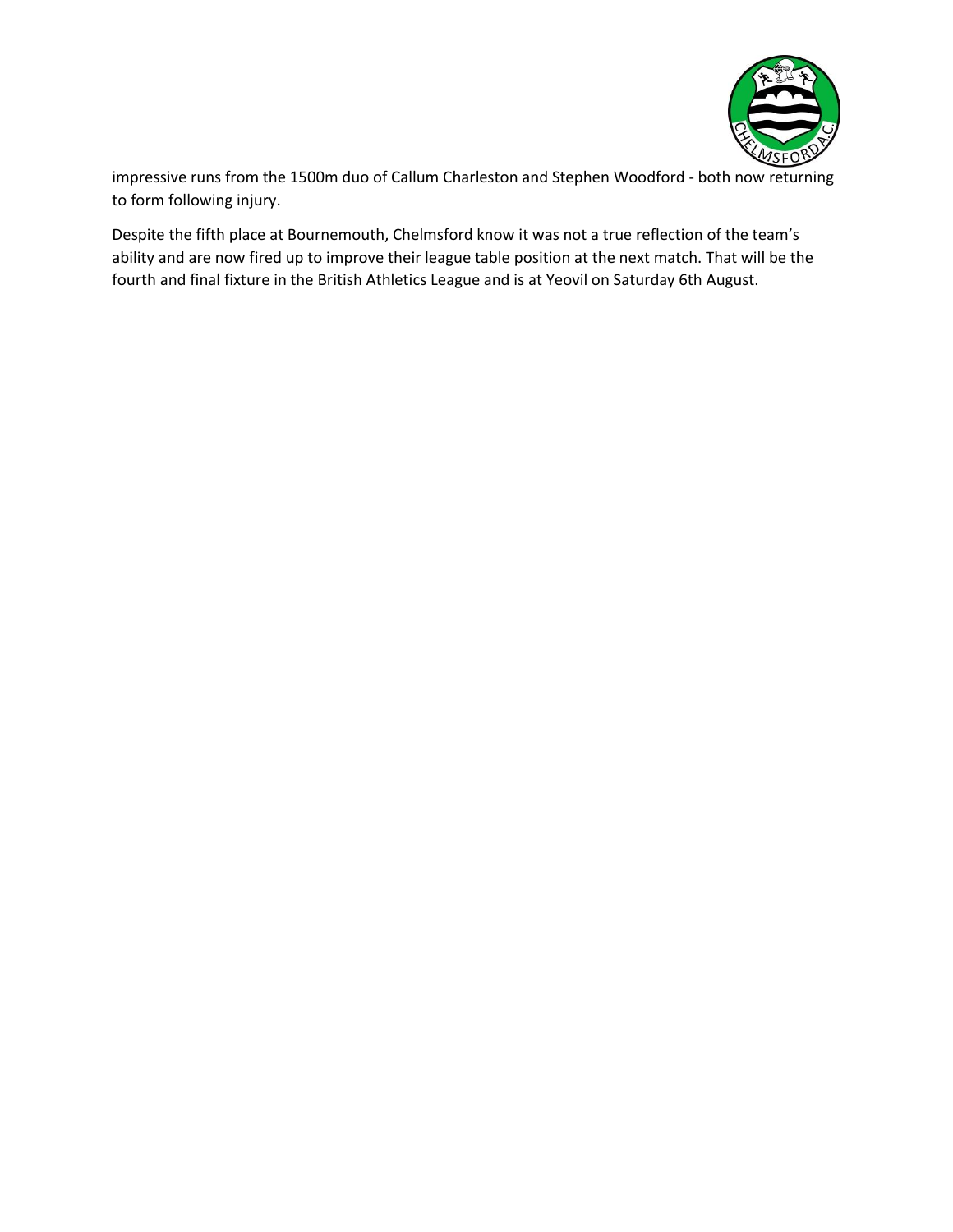impressive runs from the 1500m duo of Callum Charleston and Stephen Woodford - both now returning to form following injury.

Despite the fifth place at Bournemouth, Chelmsford know it was not a true reflection of the team's ability and are now fired up to improve their league table position at the next match. That will be the fourth and final fixture in the British Athletics League and is at Yeovil on Saturday 6th August.